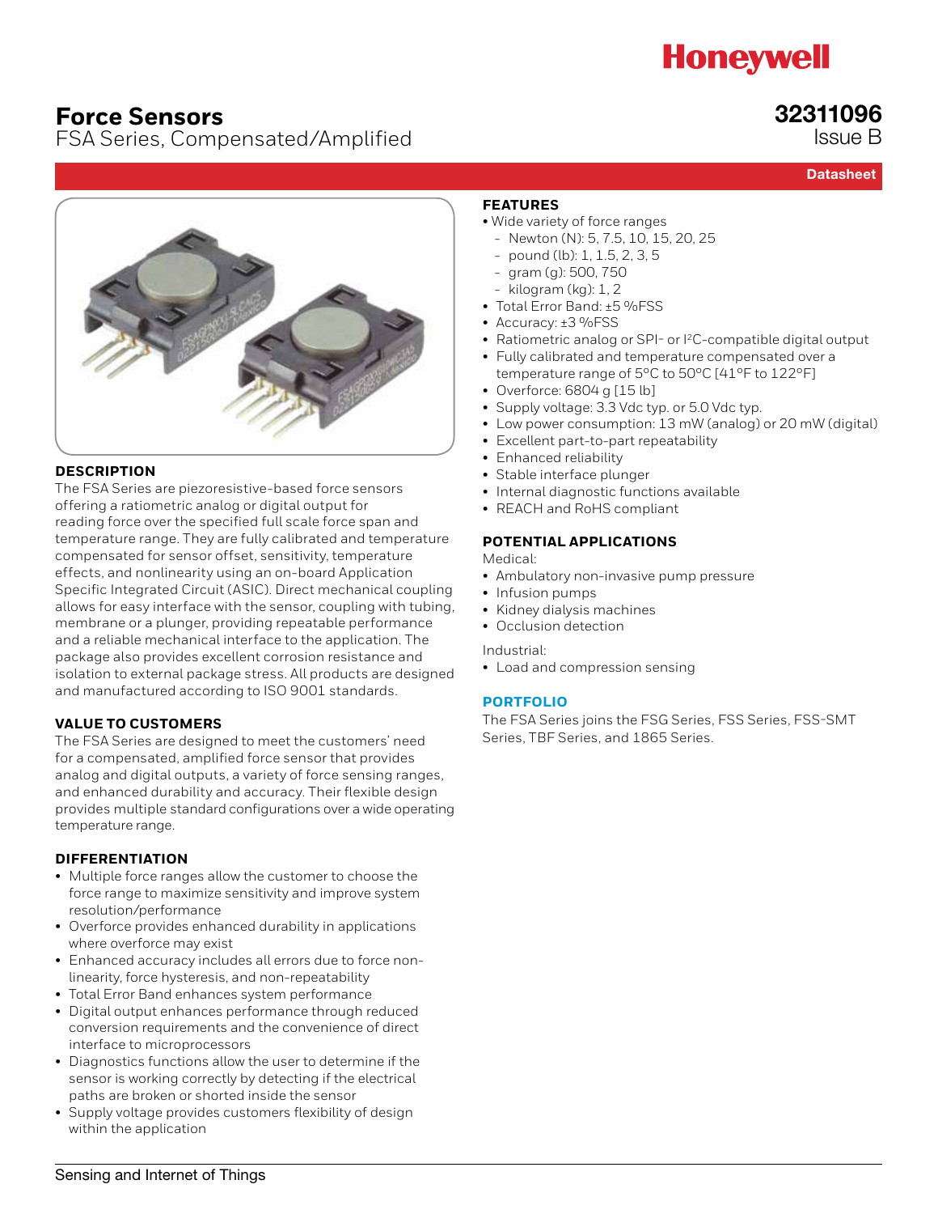Honeywell

# Force Sensors

FSA Series, Compensated/Amplified

32311096
Issue B

Datasheet

## DESCRIPTION

The FSA Series are piezoresistive-based force sensors offering a ratiometric analog or digital output for reading force over the specified full scale force span and temperature range. They are fully calibrated and temperature compensated for sensor offset, sensitivity, temperature effects, and nonlinearity using an on-board Application Specific Integrated Circuit (ASIC). Direct mechanical coupling allows for easy interface with the sensor, coupling with tubing, membrane or a plunger, providing repeatable performance and a reliable mechanical interface to the application. The package also provides excellent corrosion resistance and isolation to external package stress. All products are designed and manufactured according to ISO 9001 standards.

## VALUE TO CUSTOMERS

The FSA Series are designed to meet the customers' need for a compensated, amplified force sensor that provides analog and digital outputs, a variety of force sensing ranges, and enhanced durability and accuracy. Their flexible design provides multiple standard configurations over a wide operating temperature range.

## DIFFERENTIATION

- Multiple force ranges allow the customer to choose the force range to maximize sensitivity and improve system resolution/performance
- Overforce provides enhanced durability in applications where overforce may exist
- Enhanced accuracy includes all errors due to force non-linearity, force hysteresis, and non-repeatability
- Total Error Band enhances system performance
- Digital output enhances performance through reduced conversion requirements and the convenience of direct interface to microprocessors
- Diagnostics functions allow the user to determine if the sensor is working correctly by detecting if the electrical paths are broken or shorted inside the sensor
- Supply voltage provides customers flexibility of design within the application

## FEATURES

- Wide variety of force ranges
  - Newton (N): 5, 7.5, 10, 15, 20, 25
  - pound (lb): 1, 1.5, 2, 3, 5
  - gram (g): 500, 750
  - kilogram (kg): 1, 2
- Total Error Band: ±5 %FSS
- Accuracy: ±3 %FSS
- Ratiometric analog or SPI- or I²C-compatible digital output
- Fully calibrated and temperature compensated over a temperature range of 5°C to 50°C [41°F to 122°F]
- Overforce: 6804 g [15 lb]
- Supply voltage: 3.3 Vdc typ. or 5.0 Vdc typ.
- Low power consumption: 13 mW (analog) or 20 mW (digital)
- Excellent part-to-part repeatability
- Enhanced reliability
- Stable interface plunger
- Internal diagnostic functions available
- REACH and RoHS compliant

## POTENTIAL APPLICATIONS

Medical:

- Ambulatory non-invasive pump pressure
- Infusion pumps
- Kidney dialysis machines
- Occlusion detection

Industrial:

- Load and compression sensing

## PORTFOLIO

The FSA Series joins the FSG Series, FSS Series, FSS-SMT Series, TBF Series, and 1865 Series.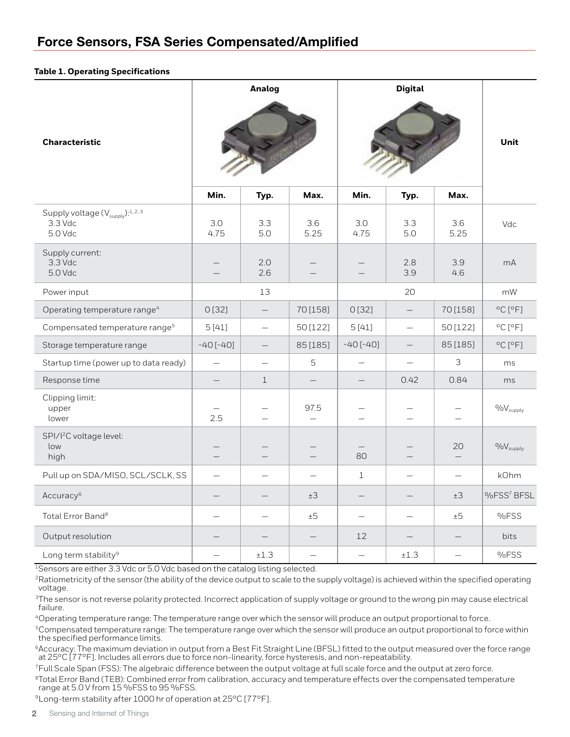## Force Sensors, FSA Series Compensated/Amplified

**Table 1. Operating Specifications**

| Characteristic | Analog | | | Digital | | | Unit |
|---|---|---|---|---|---|---|---|
| | Min. | Typ. | Max. | Min. | Typ. | Max. | |
| Supply voltage ($V_{supply}$):[1, 2, 3]<br>3.3 Vdc<br>5.0 Vdc | <br>3.0<br>4.75 | <br>3.3<br>5.0 | <br>3.6<br>5.25 | <br>3.0<br>4.75 | <br>3.3<br>5.0 | <br>3.6<br>5.25 | Vdc |
| Supply current:<br>3.3 Vdc<br>5.0 Vdc | <br>—<br>— | <br>2.0<br>2.6 | <br>—<br>— | <br>—<br>— | <br>2.8<br>3.9 | <br>3.9<br>4.6 | mA |
| Power input | | 13 | | | 20 | | mW |
| Operating temperature range[4] | 0 [32] | — | 70 [158] | 0 [32] | — | 70 [158] | °C [°F] |
| Compensated temperature range[5] | 5 [41] | — | 50 [122] | 5 [41] | — | 50 [122] | °C [°F] |
| Storage temperature range | -40 [-40] | — | 85 [185] | -40 [-40] | — | 85 [185] | °C [°F] |
| Startup time (power up to data ready) | — | — | 5 | — | — | 3 | ms |
| Response time | — | 1 | — | — | 0.42 | 0.84 | ms |
| Clipping limit:<br>upper<br>lower | <br>—<br>2.5 | <br>—<br>— | <br>97.5<br>— | <br>—<br>— | <br>—<br>— | <br>—<br>— | $\%V_{supply}$ |
| SPI/I²C voltage level:<br>low<br>high | <br>—<br>— | <br>—<br>— | <br>—<br>— | <br>—<br>80 | <br>—<br>— | <br>20<br>— | $\%V_{supply}$ |
| Pull up on SDA/MISO, SCL/SCLK, SS | — | — | — | 1 | — | — | kOhm |
| Accuracy[6] | — | — | ±3 | — | — | ±3 | %FSS[7] BFSL |
| Total Error Band[8] | — | — | ±5 | — | — | ±5 | %FSS |
| Output resolution | — | — | — | 12 | — | — | bits |
| Long term stability[9] | — | ±1.3 | — | — | ±1.3 | — | %FSS |

[1]Sensors are either 3.3 Vdc or 5.0 Vdc based on the catalog listing selected.

[2]Ratiometricity of the sensor (the ability of the device output to scale to the supply voltage) is achieved within the specified operating voltage.

[3]The sensor is not reverse polarity protected. Incorrect application of supply voltage or ground to the wrong pin may cause electrical failure.

[4]Operating temperature range: The temperature range over which the sensor will produce an output proportional to force.

[5]Compensated temperature range: The temperature range over which the sensor will produce an output proportional to force within the specified performance limits.

[6]Accuracy: The maximum deviation in output from a Best Fit Straight Line (BFSL) fitted to the output measured over the force range at 25°C [77°F]. Includes all errors due to force non-linearity, force hysteresis, and non-repeatability.

[7]Full Scale Span (FSS): The algebraic difference between the output voltage at full scale force and the output at zero force.

[8]Total Error Band (TEB): Combined error from calibration, accuracy and temperature effects over the compensated temperature range at 5.0 V from 15 %FSS to 95 %FSS.

[9]Long-term stability after 1000 hr of operation at 25°C [77°F].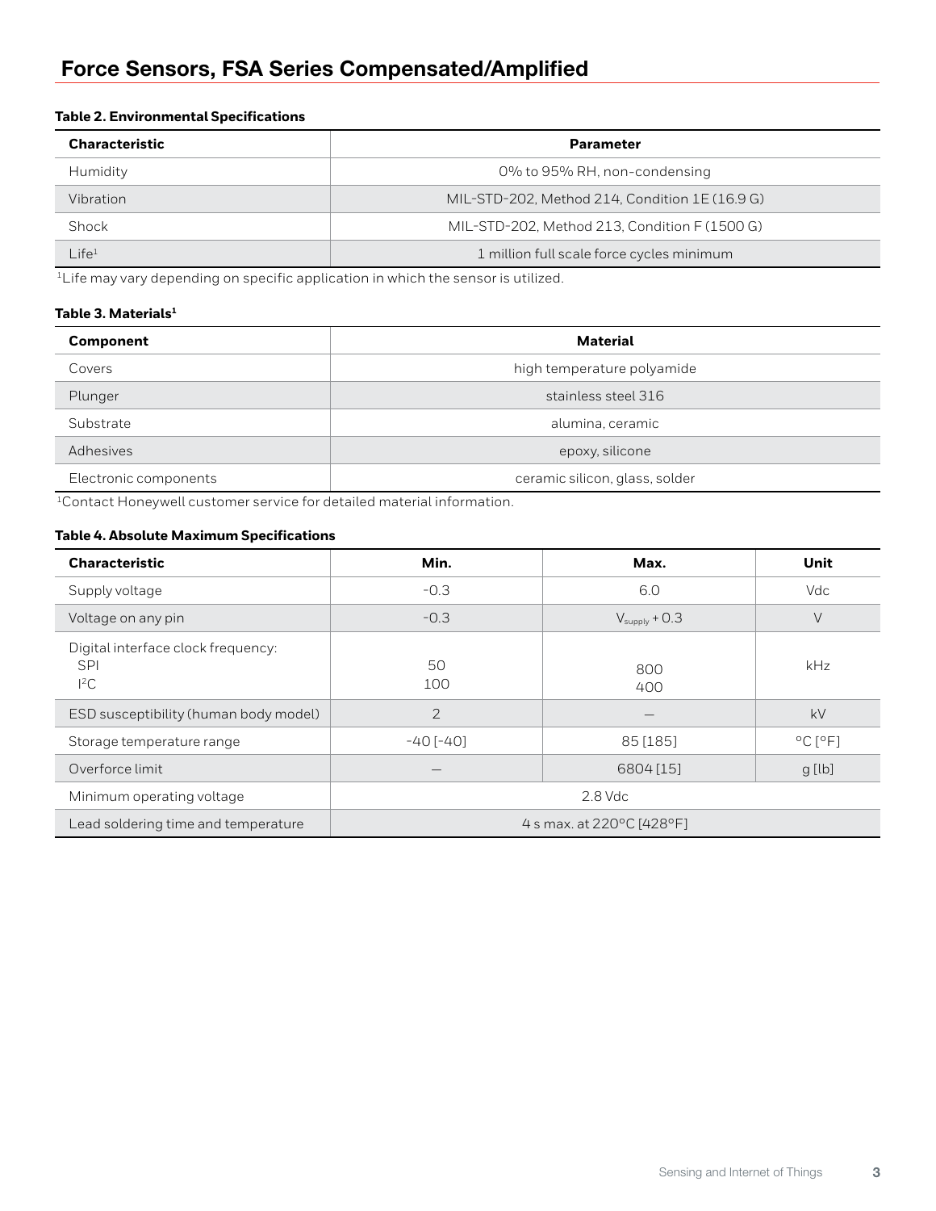## Force Sensors, FSA Series Compensated/Amplified

**Table 2. Environmental Specifications**

| Characteristic | Parameter |
|---|---|
| Humidity | 0% to 95% RH, non-condensing |
| Vibration | MIL-STD-202, Method 214, Condition 1E (16.9 G) |
| Shock | MIL-STD-202, Method 213, Condition F (1500 G) |
| Life[1] | 1 million full scale force cycles minimum |

[1]Life may vary depending on specific application in which the sensor is utilized.

**Table 3. Materials[1]**

| Component | Material |
|---|---|
| Covers | high temperature polyamide |
| Plunger | stainless steel 316 |
| Substrate | alumina, ceramic |
| Adhesives | epoxy, silicone |
| Electronic components | ceramic silicon, glass, solder |

[1]Contact Honeywell customer service for detailed material information.

**Table 4. Absolute Maximum Specifications**

| Characteristic | Min. | Max. | Unit |
|---|---|---|---|
| Supply voltage | -0.3 | 6.0 | Vdc |
| Voltage on any pin | -0.3 | $V_{supply}$ + 0.3 | V |
| Digital interface clock frequency:<br>SPI<br>$I^2C$ | <br>50<br>100 | <br>800<br>400 | kHz |
| ESD susceptibility (human body model) | 2 | — | kV |
| Storage temperature range | -40 [-40] | 85 [185] | °C [°F] |
| Overforce limit | — | 6804 [15] | g [lb] |
| Minimum operating voltage | 2.8 Vdc | | |
| Lead soldering time and temperature | 4 s max. at 220°C [428°F] | | |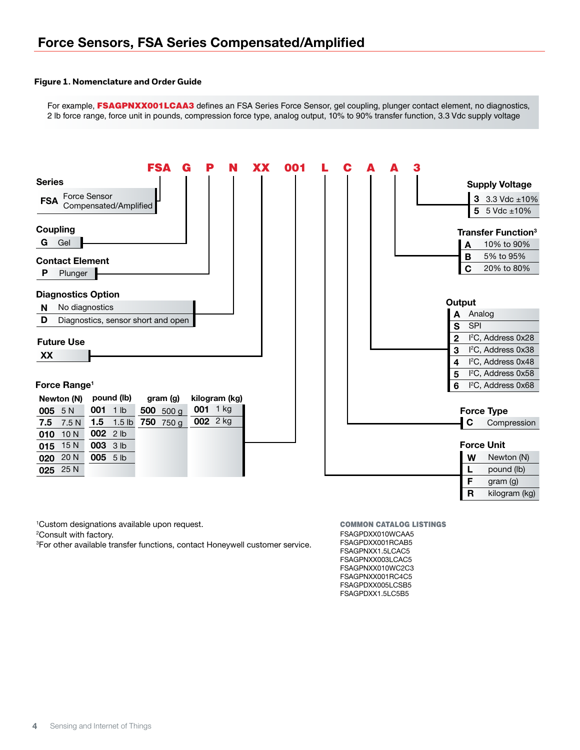## Force Sensors, FSA Series Compensated/Amplified

**Figure 1. Nomenclature and Order Guide**

For example, **FSAGPNXX001LCAA3** defines an FSA Series Force Sensor, gel coupling, plunger contact element, no diagnostics, 2 lb force range, force unit in pounds, compression force type, analog output, 10% to 90% transfer function, 3.3 Vdc supply voltage

**FSA G P N XX 001 L C A A 3**

**Series**

| | |
|---|---|
| FSA | Force Sensor Compensated/Amplified |

**Coupling**

| | |
|---|---|
| G | Gel |

**Contact Element**

| | |
|---|---|
| P | Plunger |

**Diagnostics Option**

| | |
|---|---|
| N | No diagnostics |
| D | Diagnostics, sensor short and open |

**Future Use**

| |
|---|
| XX |

**Force Range**[1]

| Newton (N) | | pound (lb) | | gram (g) | | kilogram (kg) | |
|---|---|---|---|---|---|---|---|
| 005 | 5 N | 001 | 1 lb | 500 | 500 g | 001 | 1 kg |
| 7.5 | 7.5 N | 1.5 | 1.5 lb | 750 | 750 g | 002 | 2 kg |
| 010 | 10 N | 002 | 2 lb | | | | |
| 015 | 15 N | 003 | 3 lb | | | | |
| 020 | 20 N | 005 | 5 lb | | | | |
| 025 | 25 N | | | | | | |

**Supply Voltage**

| | |
|---|---|
| 3 | 3.3 Vdc ±10% |
| 5 | 5 Vdc ±10% |

**Transfer Function**[3]

| | |
|---|---|
| A | 10% to 90% |
| B | 5% to 95% |
| C | 20% to 80% |

**Output**

| | |
|---|---|
| A | Analog |
| S | SPI |
| 2 | I²C, Address 0x28 |
| 3 | I²C, Address 0x38 |
| 4 | I²C, Address 0x48 |
| 5 | I²C, Address 0x58 |
| 6 | I²C, Address 0x68 |

**Force Type**

| | |
|---|---|
| C | Compression |

**Force Unit**

| | |
|---|---|
| W | Newton (N) |
| L | pound (lb) |
| F | gram (g) |
| R | kilogram (kg) |

[1]Custom designations available upon request.
[2]Consult with factory.
[3]For other available transfer functions, contact Honeywell customer service.

**COMMON CATALOG LISTINGS**

FSAGPDXX010WCAA5
FSAGPDXX001RCAB5
FSAGPNXX1.5LCAC5
FSAGPNXX003LCAC5
FSAGPNXX010WC2C3
FSAGPNXX001RC4C5
FSAGPDXX005LCSB5
FSAGPDXX1.5LC5B5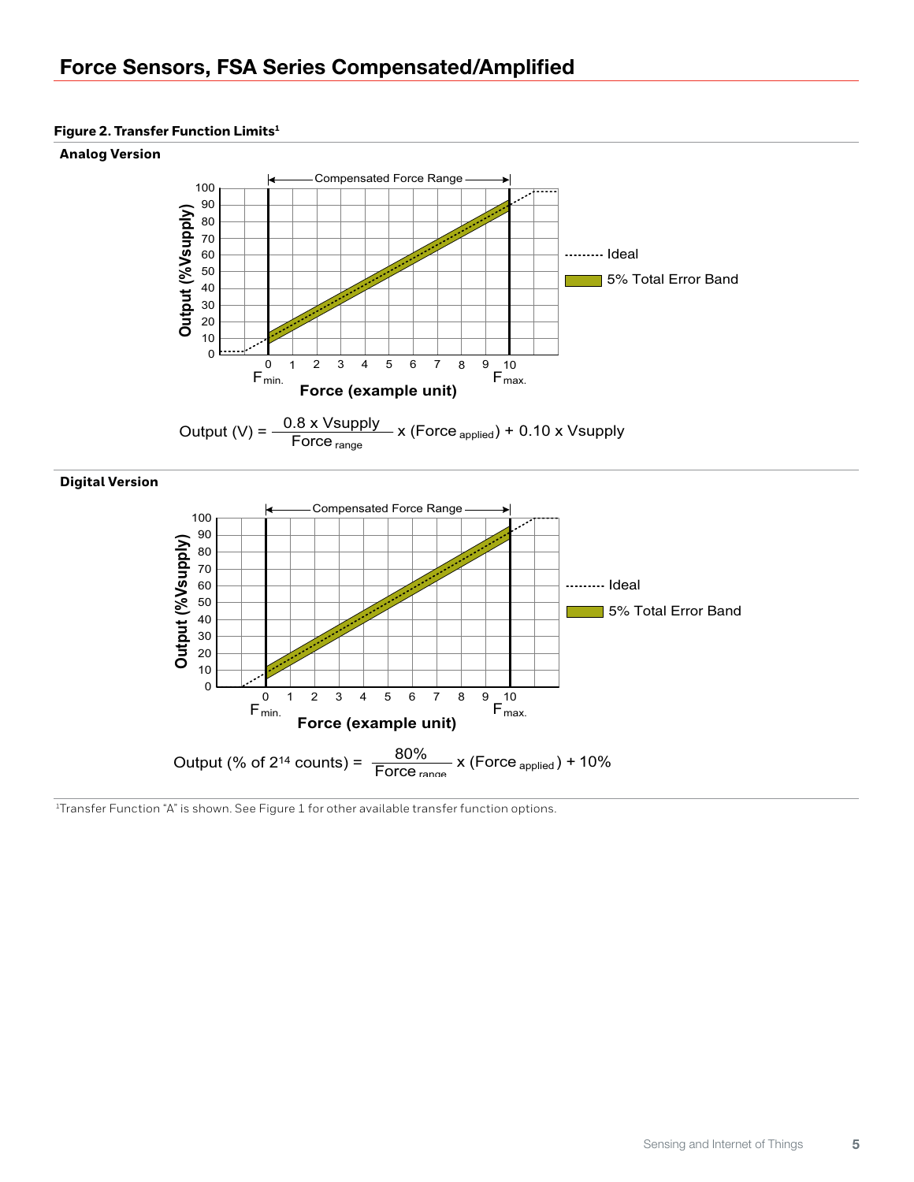# Force Sensors, FSA Series Compensated/Amplified

**Figure 2. Transfer Function Limits[1]**

**Analog Version**

Compensated Force Range

Output (%Vsupply)

100
90
80
70
60
50
40
30
20
10
0

0 1 2 3 4 5 6 7 8 9 10

$F_{min.}$ $F_{max.}$

Force (example unit)

Ideal

5% Total Error Band

$$\text{Output (V)} = \frac{0.8 \times \text{Vsupply}}{\text{Force}_{\text{range}}} \times (\text{Force}_{\text{applied}}) + 0.10 \times \text{Vsupply}$$

**Digital Version**

Compensated Force Range

Output (%Vsupply)

100
90
80
70
60
50
40
30
20
10
0

0 1 2 3 4 5 6 7 8 9 10

$F_{min.}$ $F_{max.}$

Force (example unit)

Ideal

5% Total Error Band

$$\text{Output (\% of } 2^{14} \text{ counts)} = \frac{80\%}{\text{Force}_{\text{range}}} \times (\text{Force}_{\text{applied}}) + 10\%$$

[1]Transfer Function "A" is shown. See Figure 1 for other available transfer function options.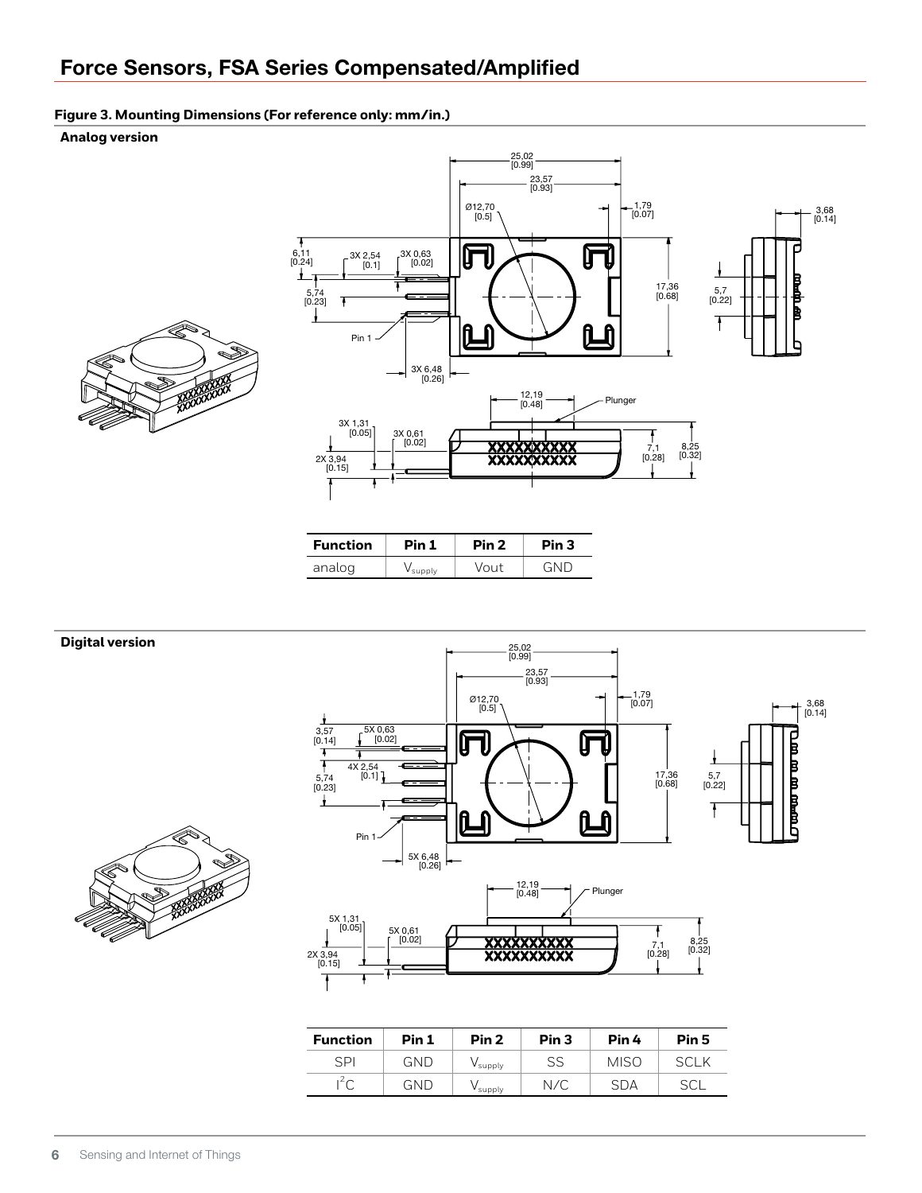# Force Sensors, FSA Series Compensated/Amplified

**Figure 3. Mounting Dimensions (For reference only: mm/in.)**

**Analog version**

25,02
[0.99]
23,57
[0.93]
Ø12,70
[0.5]
1,79
[0.07]
3,68
[0.14]
6,11
[0.24]
3X 2,54
[0.1]
3X 0,63
[0.02]
5,74
[0.23]
17,36
[0.68]
5,7
[0.22]
Pin 1
3X 6,48
[0.26]
12,19
[0.48]
Plunger
3X 1,31
[0.05]
3X 0,61
[0.02]
2X 3,94
[0.15]
7,1
[0.28]
8,25
[0.32]

| Function | Pin 1 | Pin 2 | Pin 3 |
|---|---|---|---|
| analog | $V_{supply}$ | Vout | GND |

**Digital version**

25,02
[0.99]
23,57
[0.93]
Ø12,70
[0.5]
1,79
[0.07]
3,68
[0.14]
3,57
[0.14]
5X 0,63
[0.02]
4X 2,54
[0.1]
5,74
[0.23]
17,36
[0.68]
5,7
[0.22]
Pin 1
5X 6,48
[0.26]
12,19
[0.48]
Plunger
5X 1,31
[0.05]
5X 0,61
[0.02]
2X 3,94
[0.15]
7,1
[0.28]
8,25
[0.32]

| Function | Pin 1 | Pin 2 | Pin 3 | Pin 4 | Pin 5 |
|---|---|---|---|---|---|
| SPI | GND | $V_{supply}$ | SS | MISO | SCLK |
| $I^2C$ | GND | $V_{supply}$ | N/C | SDA | SCL |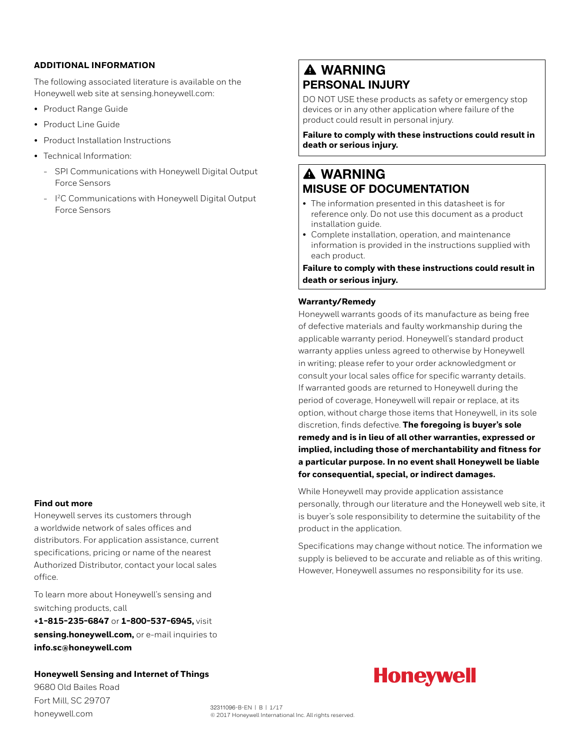## ADDITIONAL INFORMATION

The following associated literature is available on the Honeywell web site at sensing.honeywell.com:

- Product Range Guide
- Product Line Guide
- Product Installation Instructions
- Technical Information:
  - SPI Communications with Honeywell Digital Output Force Sensors
  - I²C Communications with Honeywell Digital Output Force Sensors

### ⚠ WARNING
### PERSONAL INJURY

DO NOT USE these products as safety or emergency stop devices or in any other application where failure of the product could result in personal injury.

**Failure to comply with these instructions could result in death or serious injury.**

### ⚠ WARNING
### MISUSE OF DOCUMENTATION

- The information presented in this datasheet is for reference only. Do not use this document as a product installation guide.
- Complete installation, operation, and maintenance information is provided in the instructions supplied with each product.

**Failure to comply with these instructions could result in death or serious injury.**

**Warranty/Remedy**

Honeywell warrants goods of its manufacture as being free of defective materials and faulty workmanship during the applicable warranty period. Honeywell's standard product warranty applies unless agreed to otherwise by Honeywell in writing; please refer to your order acknowledgment or consult your local sales office for specific warranty details. If warranted goods are returned to Honeywell during the period of coverage, Honeywell will repair or replace, at its option, without charge those items that Honeywell, in its sole discretion, finds defective. **The foregoing is buyer's sole remedy and is in lieu of all other warranties, expressed or implied, including those of merchantability and fitness for a particular purpose. In no event shall Honeywell be liable for consequential, special, or indirect damages.**

While Honeywell may provide application assistance personally, through our literature and the Honeywell web site, it is buyer's sole responsibility to determine the suitability of the product in the application.

Specifications may change without notice. The information we supply is believed to be accurate and reliable as of this writing. However, Honeywell assumes no responsibility for its use.

**Find out more**

Honeywell serves its customers through a worldwide network of sales offices and distributors. For application assistance, current specifications, pricing or name of the nearest Authorized Distributor, contact your local sales office.

To learn more about Honeywell's sensing and switching products, call **+1-815-235-6847** or **1-800-537-6945,** visit **sensing.honeywell.com,** or e-mail inquiries to **info.sc@honeywell.com**

**Honeywell Sensing and Internet of Things**
9680 Old Bailes Road
Fort Mill, SC 29707
honeywell.com

**Honeywell**

32311096-B-EN | B | 1/17
© 2017 Honeywell International Inc. All rights reserved.